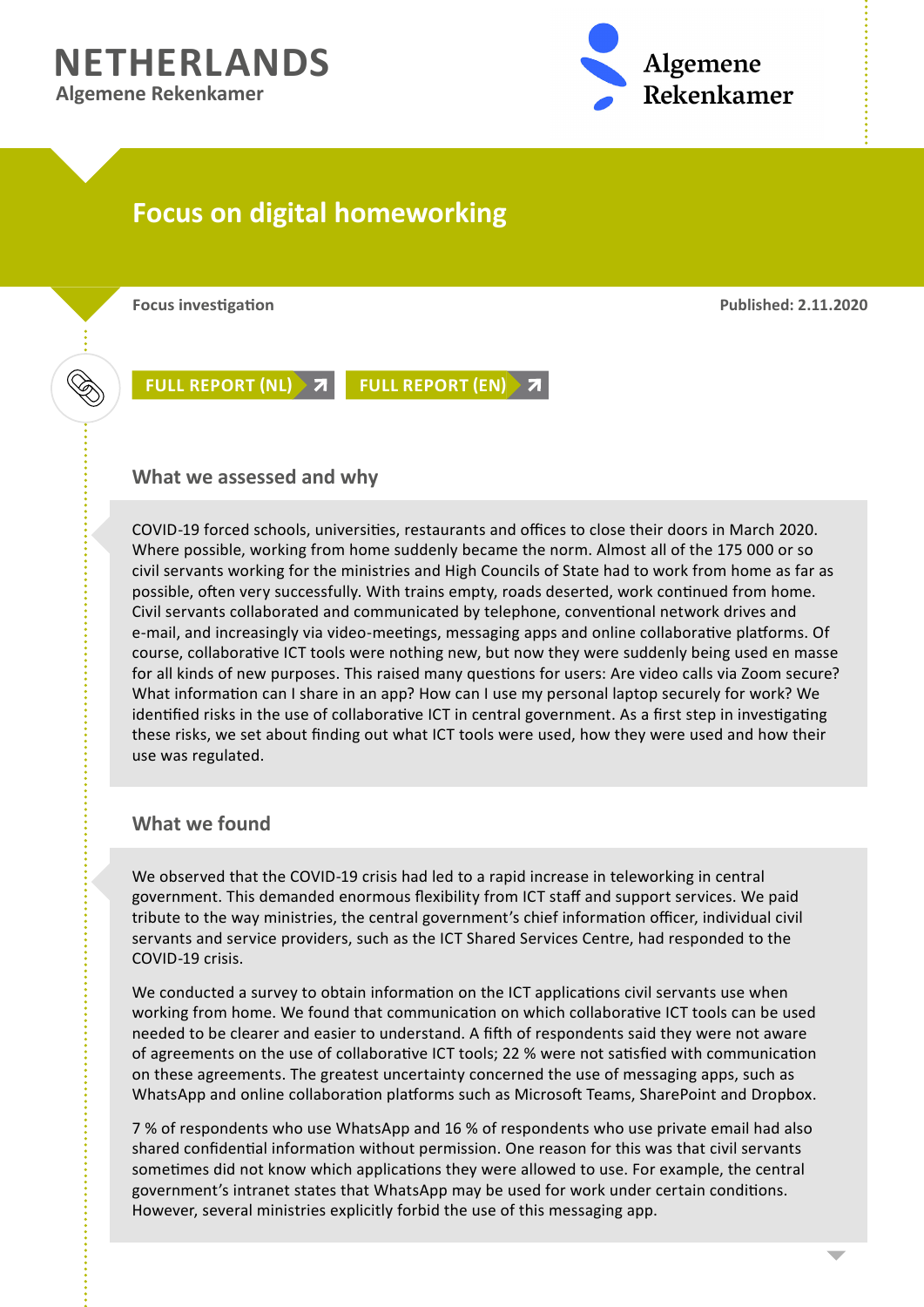# NETHERLANDS

Algemene Rekenkamer

## Focus on digital homeworking

Focus investigation

Published: 2.11.2020

FULL REPORT (NL) FULL REPORT (EN)

### What we assessed and why

COVID-19 forced schools, universities, restaurants and offices to close their doors in March 2020. Where possible, working from home suddenly became the norm. Almost all of the 175 000 or so civil servants working for the ministries and High Councils of State had to work from home as far as possible, often very successfully. With trains empty, roads deserted, work continued from home. Civil servants collaborated and communicated by telephone, conventional network drives and e-mail, and increasingly via video-meetings, messaging apps and online collaborative platforms. Of course, collaborative ICT tools were nothing new, but now they were suddenly being used en masse for all kinds of new purposes. This raised many questions for users: Are video calls via Zoom secure? What information can I share in an app? How can I use my personal laptop securely for work? We identified risks in the use of collaborative ICT in central government. As a first step in investigating these risks, we set about finding out what ICT tools were used, how they were used and how their use was regulated.

### What we found

We observed that the COVID-19 crisis had led to a rapid increase in teleworking in central government. This demanded enormous flexibility from ICT staff and support services. We paid tribute to the way ministries, the central government's chief information officer, individual civil servants and service providers, such as the ICT Shared Services Centre, had responded to the COVID-19 crisis.

We conducted a survey to obtain information on the ICT applications civil servants use when working from home. We found that communication on which collaborative ICT tools can be used needed to be clearer and easier to understand. A fifth of respondents said they were not aware of agreements on the use of collaborative ICT tools; 22 % were not satisfied with communication on these agreements. The greatest uncertainty concerned the use of messaging apps, such as WhatsApp and online collaboration platforms such as Microsoft Teams, SharePoint and Dropbox.

7 % of respondents who use WhatsApp and 16 % of respondents who use private email had also shared confidential information without permission. One reason for this was that civil servants sometimes did not know which applications they were allowed to use. For example, the central government's intranet states that WhatsApp may be used for work under certain conditions. However, several ministries explicitly forbid the use of this messaging app.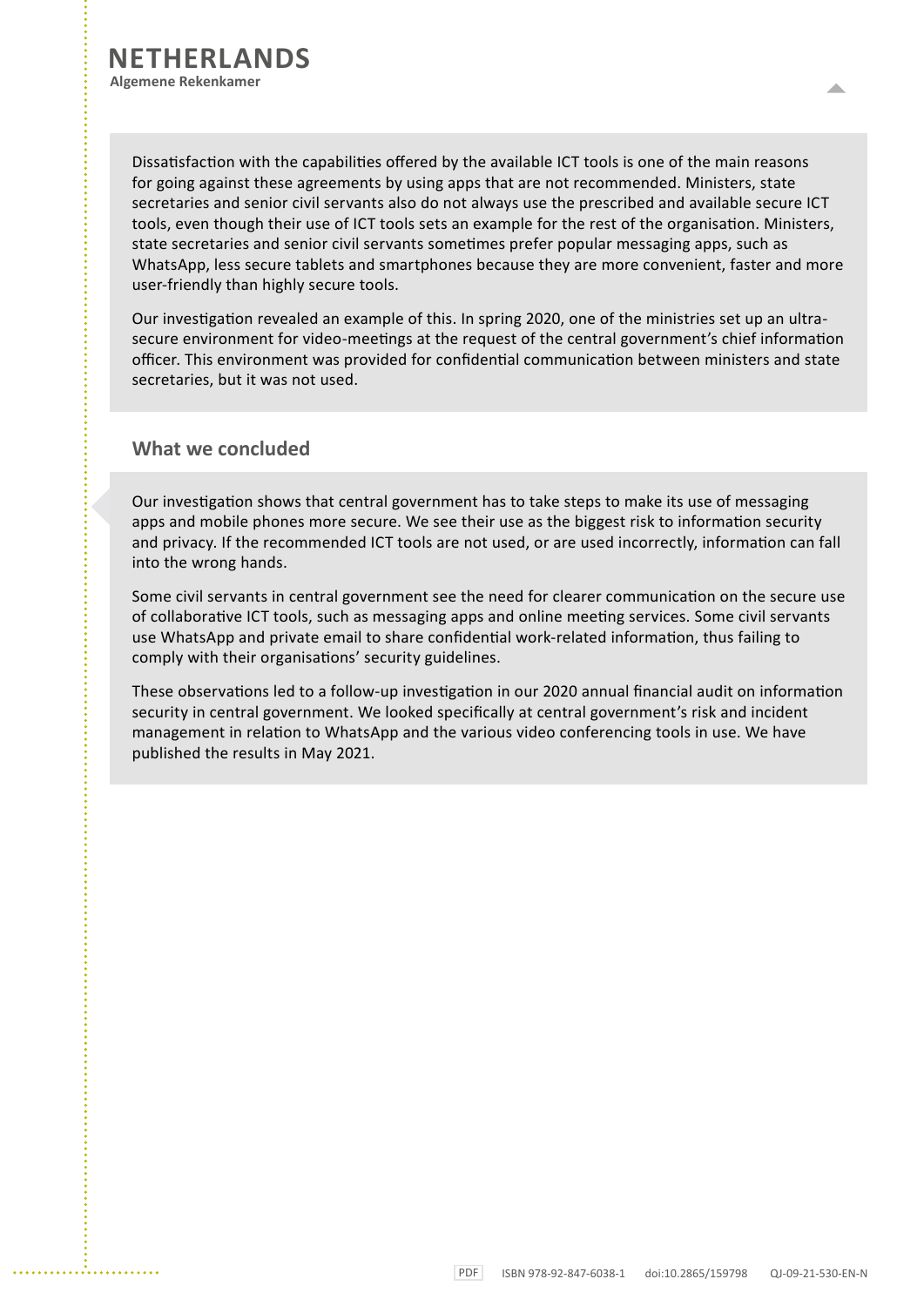Dissatisfaction with the capabilities offered by the available ICT tools is one of the main reasons for going against these agreements by using apps that are not recommended. Ministers, state secretaries and senior civil servants also do not always use the prescribed and available secure ICT tools, even though their use of ICT tools sets an example for the rest of the organisation. Ministers, state secretaries and senior civil servants sometimes prefer popular messaging apps, such as WhatsApp, less secure tablets and smartphones because they are more convenient, faster and more user-friendly than highly secure tools.

Our investigation revealed an example of this. In spring 2020, one of the ministries set up an ultra-secure environment for video-meetings at the request of the central government's chief information officer. This environment was provided for confidential communication between ministers and state secretaries, but it was not used.

## What we concluded

Our investigation shows that central government has to take steps to make its use of messaging apps and mobile phones more secure. We see their use as the biggest risk to information security and privacy. If the recommended ICT tools are not used, or are used incorrectly, information can fall into the wrong hands.

Some civil servants in central government see the need for clearer communication on the secure use of collaborative ICT tools, such as messaging apps and online meeting services. Some civil servants use WhatsApp and private email to share confidential work-related information, thus failing to comply with their organisations' security guidelines.

These observations led to a follow-up investigation in our 2020 annual financial audit on information security in central government. We looked specifically at central government's risk and incident management in relation to WhatsApp and the various video conferencing tools in use. We have published the results in May 2021.